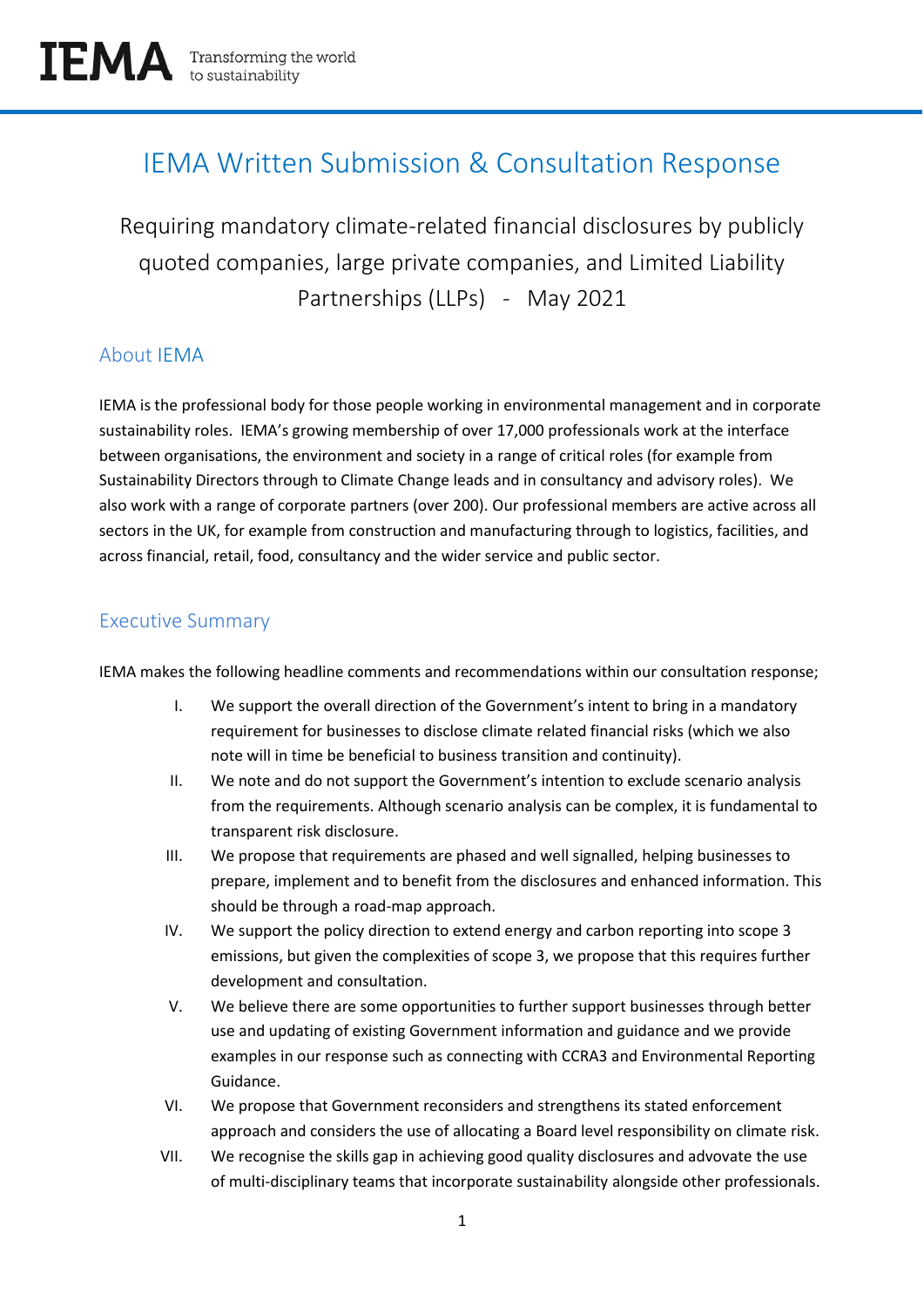IEMA Transforming the world to sustainability

# IEMA Written Submission & Consultation Response

Requiring mandatory climate-related financial disclosures by publicly quoted companies, large private companies, and Limited Liability Partnerships (LLPs) - May 2021

## About IEMA

IEMA is the professional body for those people working in environmental management and in corporate sustainability roles. IEMA's growing membership of over 17,000 professionals work at the interface between organisations, the environment and society in a range of critical roles (for example from Sustainability Directors through to Climate Change leads and in consultancy and advisory roles). We also work with a range of corporate partners (over 200). Our professional members are active across all sectors in the UK, for example from construction and manufacturing through to logistics, facilities, and across financial, retail, food, consultancy and the wider service and public sector.

## Executive Summary

IEMA makes the following headline comments and recommendations within our consultation response;

I. We support the overall direction of the Government's intent to bring in a mandatory requirement for businesses to disclose climate related financial risks (which we also note will in time be beneficial to business transition and continuity).

II. We note and do not support the Government's intention to exclude scenario analysis from the requirements. Although scenario analysis can be complex, it is fundamental to transparent risk disclosure.

III. We propose that requirements are phased and well signalled, helping businesses to prepare, implement and to benefit from the disclosures and enhanced information. This should be through a road-map approach.

IV. We support the policy direction to extend energy and carbon reporting into scope 3 emissions, but given the complexities of scope 3, we propose that this requires further development and consultation.

V. We believe there are some opportunities to further support businesses through better use and updating of existing Government information and guidance and we provide examples in our response such as connecting with CCRA3 and Environmental Reporting Guidance.

VI. We propose that Government reconsiders and strengthens its stated enforcement approach and considers the use of allocating a Board level responsibility on climate risk.

VII. We recognise the skills gap in achieving good quality disclosures and advovate the use of multi-disciplinary teams that incorporate sustainability alongside other professionals.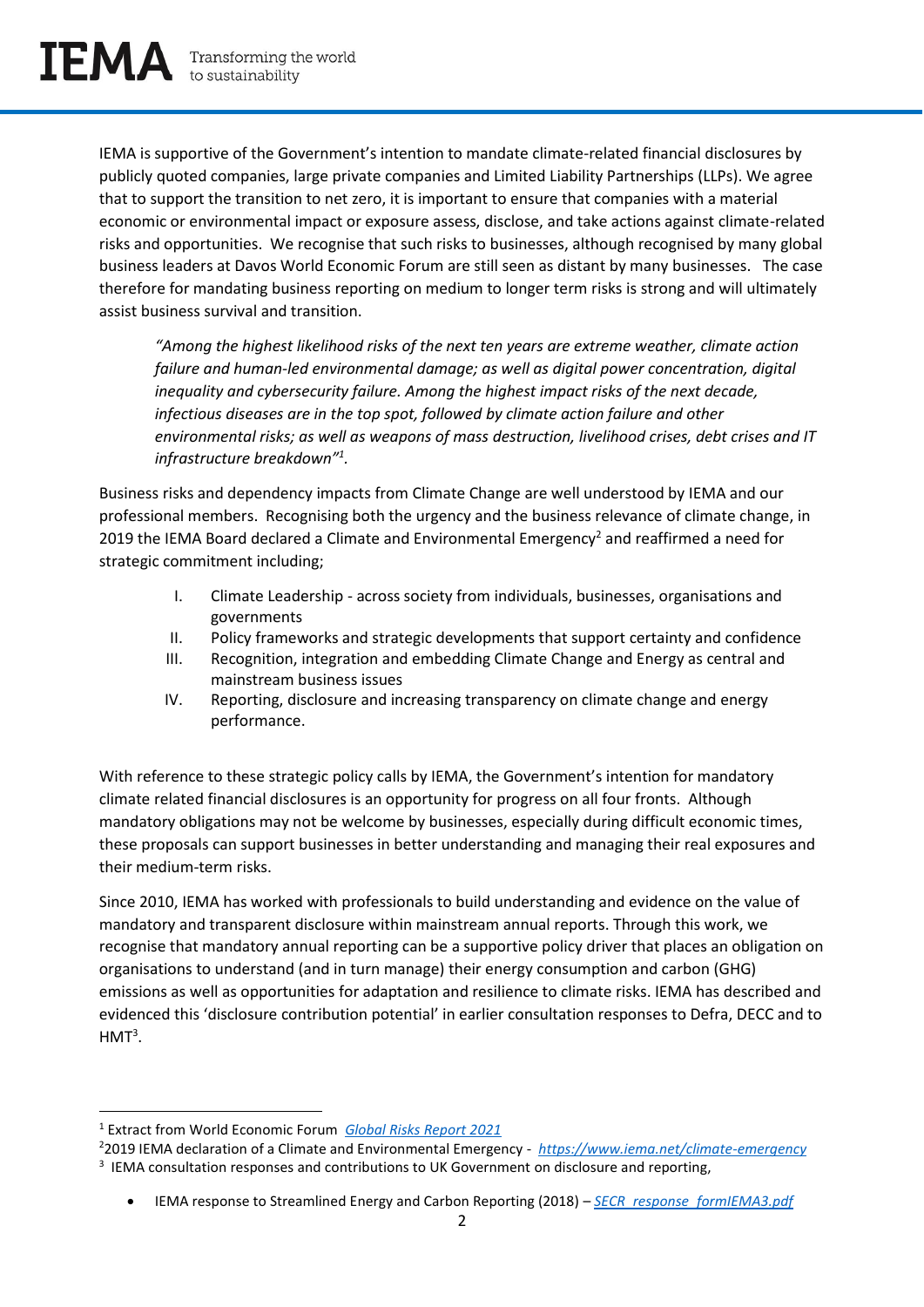IEMA is supportive of the Government's intention to mandate climate-related financial disclosures by publicly quoted companies, large private companies and Limited Liability Partnerships (LLPs). We agree that to support the transition to net zero, it is important to ensure that companies with a material economic or environmental impact or exposure assess, disclose, and take actions against climate-related risks and opportunities. We recognise that such risks to businesses, although recognised by many global business leaders at Davos World Economic Forum are still seen as distant by many businesses. The case therefore for mandating business reporting on medium to longer term risks is strong and will ultimately assist business survival and transition.

> *"Among the highest likelihood risks of the next ten years are extreme weather, climate action failure and human-led environmental damage; as well as digital power concentration, digital inequality and cybersecurity failure. Among the highest impact risks of the next decade, infectious diseases are in the top spot, followed by climate action failure and other environmental risks; as well as weapons of mass destruction, livelihood crises, debt crises and IT infrastructure breakdown"*[1].

Business risks and dependency impacts from Climate Change are well understood by IEMA and our professional members. Recognising both the urgency and the business relevance of climate change, in 2019 the IEMA Board declared a Climate and Environmental Emergency[2] and reaffirmed a need for strategic commitment including;

I. Climate Leadership - across society from individuals, businesses, organisations and governments
II. Policy frameworks and strategic developments that support certainty and confidence
III. Recognition, integration and embedding Climate Change and Energy as central and mainstream business issues
IV. Reporting, disclosure and increasing transparency on climate change and energy performance.

With reference to these strategic policy calls by IEMA, the Government's intention for mandatory climate related financial disclosures is an opportunity for progress on all four fronts. Although mandatory obligations may not be welcome by businesses, especially during difficult economic times, these proposals can support businesses in better understanding and managing their real exposures and their medium-term risks.

Since 2010, IEMA has worked with professionals to build understanding and evidence on the value of mandatory and transparent disclosure within mainstream annual reports. Through this work, we recognise that mandatory annual reporting can be a supportive policy driver that places an obligation on organisations to understand (and in turn manage) their energy consumption and carbon (GHG) emissions as well as opportunities for adaptation and resilience to climate risks. IEMA has described and evidenced this 'disclosure contribution potential' in earlier consultation responses to Defra, DECC and to HMT[3].

---

[1] Extract from World Economic Forum *Global Risks Report 2021*

[2] 2019 IEMA declaration of a Climate and Environmental Emergency - *https://www.iema.net/climate-emergency*

[3] IEMA consultation responses and contributions to UK Government on disclosure and reporting,

- IEMA response to Streamlined Energy and Carbon Reporting (2018) – *SECR_response_formIEMA3.pdf*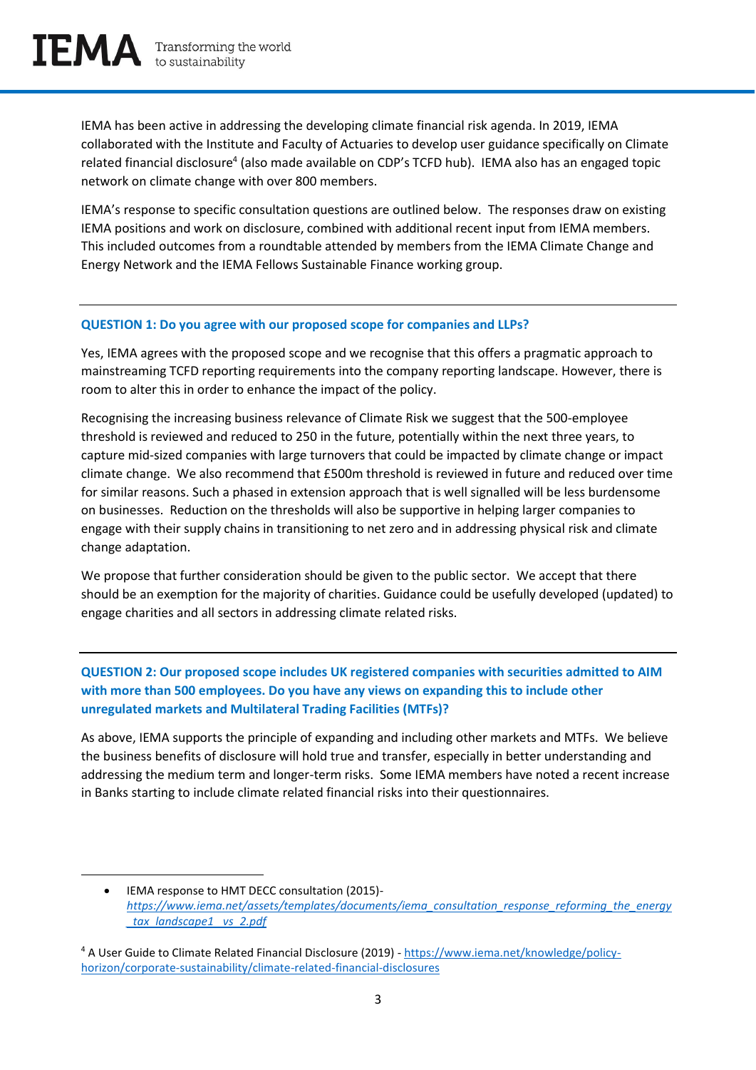IEMA has been active in addressing the developing climate financial risk agenda. In 2019, IEMA collaborated with the Institute and Faculty of Actuaries to develop user guidance specifically on Climate related financial disclosure[4] (also made available on CDP's TCFD hub). IEMA also has an engaged topic network on climate change with over 800 members.

IEMA's response to specific consultation questions are outlined below. The responses draw on existing IEMA positions and work on disclosure, combined with additional recent input from IEMA members. This included outcomes from a roundtable attended by members from the IEMA Climate Change and Energy Network and the IEMA Fellows Sustainable Finance working group.

---

**QUESTION 1: Do you agree with our proposed scope for companies and LLPs?**

Yes, IEMA agrees with the proposed scope and we recognise that this offers a pragmatic approach to mainstreaming TCFD reporting requirements into the company reporting landscape. However, there is room to alter this in order to enhance the impact of the policy.

Recognising the increasing business relevance of Climate Risk we suggest that the 500-employee threshold is reviewed and reduced to 250 in the future, potentially within the next three years, to capture mid-sized companies with large turnovers that could be impacted by climate change or impact climate change. We also recommend that £500m threshold is reviewed in future and reduced over time for similar reasons. Such a phased in extension approach that is well signalled will be less burdensome on businesses. Reduction on the thresholds will also be supportive in helping larger companies to engage with their supply chains in transitioning to net zero and in addressing physical risk and climate change adaptation.

We propose that further consideration should be given to the public sector. We accept that there should be an exemption for the majority of charities. Guidance could be usefully developed (updated) to engage charities and all sectors in addressing climate related risks.

---

**QUESTION 2: Our proposed scope includes UK registered companies with securities admitted to AIM with more than 500 employees. Do you have any views on expanding this to include other unregulated markets and Multilateral Trading Facilities (MTFs)?**

As above, IEMA supports the principle of expanding and including other markets and MTFs. We believe the business benefits of disclosure will hold true and transfer, especially in better understanding and addressing the medium term and longer-term risks. Some IEMA members have noted a recent increase in Banks starting to include climate related financial risks into their questionnaires.

---

- IEMA response to HMT DECC consultation (2015)- *https://www.iema.net/assets/templates/documents/iema_consultation_response_reforming_the_energy_tax_landscape1_vs_2.pdf*

[4] A User Guide to Climate Related Financial Disclosure (2019) - https://www.iema.net/knowledge/policy-horizon/corporate-sustainability/climate-related-financial-disclosures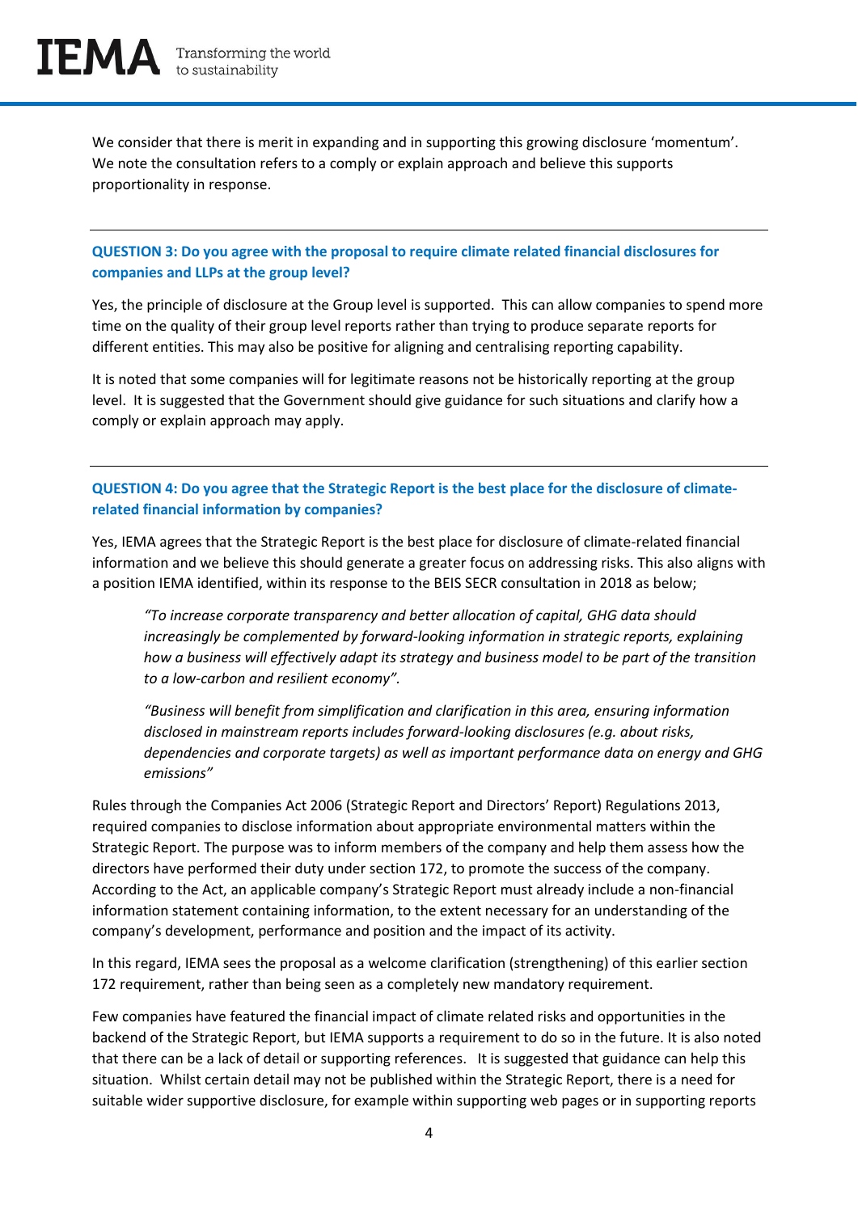We consider that there is merit in expanding and in supporting this growing disclosure 'momentum'. We note the consultation refers to a comply or explain approach and believe this supports proportionality in response.

---

**QUESTION 3: Do you agree with the proposal to require climate related financial disclosures for companies and LLPs at the group level?**

Yes, the principle of disclosure at the Group level is supported. This can allow companies to spend more time on the quality of their group level reports rather than trying to produce separate reports for different entities. This may also be positive for aligning and centralising reporting capability.

It is noted that some companies will for legitimate reasons not be historically reporting at the group level. It is suggested that the Government should give guidance for such situations and clarify how a comply or explain approach may apply.

---

**QUESTION 4: Do you agree that the Strategic Report is the best place for the disclosure of climate-related financial information by companies?**

Yes, IEMA agrees that the Strategic Report is the best place for disclosure of climate-related financial information and we believe this should generate a greater focus on addressing risks. This also aligns with a position IEMA identified, within its response to the BEIS SECR consultation in 2018 as below;

> *"To increase corporate transparency and better allocation of capital, GHG data should increasingly be complemented by forward-looking information in strategic reports, explaining how a business will effectively adapt its strategy and business model to be part of the transition to a low-carbon and resilient economy".*
>
> *"Business will benefit from simplification and clarification in this area, ensuring information disclosed in mainstream reports includes forward-looking disclosures (e.g. about risks, dependencies and corporate targets) as well as important performance data on energy and GHG emissions"*

Rules through the Companies Act 2006 (Strategic Report and Directors' Report) Regulations 2013, required companies to disclose information about appropriate environmental matters within the Strategic Report. The purpose was to inform members of the company and help them assess how the directors have performed their duty under section 172, to promote the success of the company. According to the Act, an applicable company's Strategic Report must already include a non-financial information statement containing information, to the extent necessary for an understanding of the company's development, performance and position and the impact of its activity.

In this regard, IEMA sees the proposal as a welcome clarification (strengthening) of this earlier section 172 requirement, rather than being seen as a completely new mandatory requirement.

Few companies have featured the financial impact of climate related risks and opportunities in the backend of the Strategic Report, but IEMA supports a requirement to do so in the future. It is also noted that there can be a lack of detail or supporting references. It is suggested that guidance can help this situation. Whilst certain detail may not be published within the Strategic Report, there is a need for suitable wider supportive disclosure, for example within supporting web pages or in supporting reports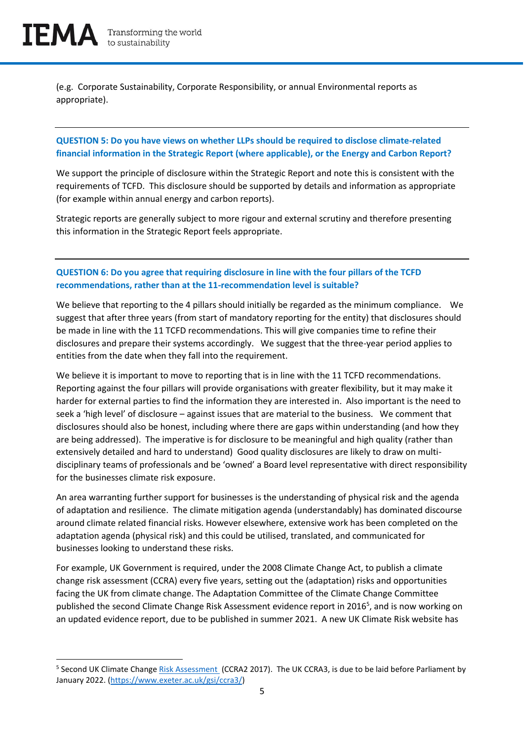(e.g. Corporate Sustainability, Corporate Responsibility, or annual Environmental reports as appropriate).

---

**QUESTION 5: Do you have views on whether LLPs should be required to disclose climate-related financial information in the Strategic Report (where applicable), or the Energy and Carbon Report?**

We support the principle of disclosure within the Strategic Report and note this is consistent with the requirements of TCFD. This disclosure should be supported by details and information as appropriate (for example within annual energy and carbon reports).

Strategic reports are generally subject to more rigour and external scrutiny and therefore presenting this information in the Strategic Report feels appropriate.

---

**QUESTION 6: Do you agree that requiring disclosure in line with the four pillars of the TCFD recommendations, rather than at the 11-recommendation level is suitable?**

We believe that reporting to the 4 pillars should initially be regarded as the minimum compliance. We suggest that after three years (from start of mandatory reporting for the entity) that disclosures should be made in line with the 11 TCFD recommendations. This will give companies time to refine their disclosures and prepare their systems accordingly. We suggest that the three-year period applies to entities from the date when they fall into the requirement.

We believe it is important to move to reporting that is in line with the 11 TCFD recommendations. Reporting against the four pillars will provide organisations with greater flexibility, but it may make it harder for external parties to find the information they are interested in. Also important is the need to seek a 'high level' of disclosure – against issues that are material to the business. We comment that disclosures should also be honest, including where there are gaps within understanding (and how they are being addressed). The imperative is for disclosure to be meaningful and high quality (rather than extensively detailed and hard to understand) Good quality disclosures are likely to draw on multi-disciplinary teams of professionals and be 'owned' a Board level representative with direct responsibility for the businesses climate risk exposure.

An area warranting further support for businesses is the understanding of physical risk and the agenda of adaptation and resilience. The climate mitigation agenda (understandably) has dominated discourse around climate related financial risks. However elsewhere, extensive work has been completed on the adaptation agenda (physical risk) and this could be utilised, translated, and communicated for businesses looking to understand these risks.

For example, UK Government is required, under the 2008 Climate Change Act, to publish a climate change risk assessment (CCRA) every five years, setting out the (adaptation) risks and opportunities facing the UK from climate change. The Adaptation Committee of the Climate Change Committee published the second Climate Change Risk Assessment evidence report in 2016[5], and is now working on an updated evidence report, due to be published in summer 2021. A new UK Climate Risk website has

---

[5] Second UK Climate Change Risk Assessment (CCRA2 2017). The UK CCRA3, is due to be laid before Parliament by January 2022. (https://www.exeter.ac.uk/gsi/ccra3/)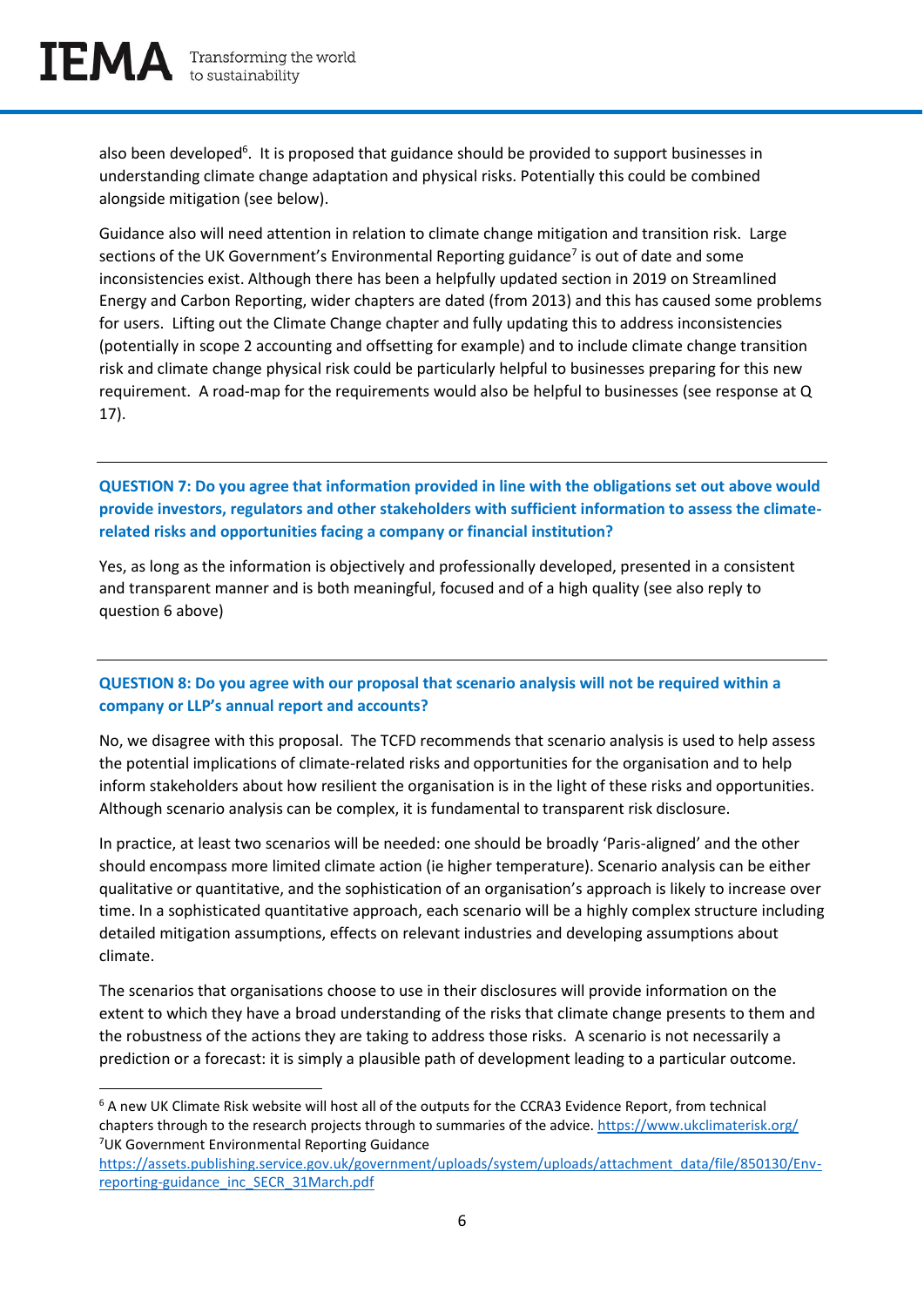also been developed[6]. It is proposed that guidance should be provided to support businesses in understanding climate change adaptation and physical risks. Potentially this could be combined alongside mitigation (see below).

Guidance also will need attention in relation to climate change mitigation and transition risk. Large sections of the UK Government's Environmental Reporting guidance[7] is out of date and some inconsistencies exist. Although there has been a helpfully updated section in 2019 on Streamlined Energy and Carbon Reporting, wider chapters are dated (from 2013) and this has caused some problems for users. Lifting out the Climate Change chapter and fully updating this to address inconsistencies (potentially in scope 2 accounting and offsetting for example) and to include climate change transition risk and climate change physical risk could be particularly helpful to businesses preparing for this new requirement. A road-map for the requirements would also be helpful to businesses (see response at Q 17).

---

**QUESTION 7: Do you agree that information provided in line with the obligations set out above would provide investors, regulators and other stakeholders with sufficient information to assess the climate-related risks and opportunities facing a company or financial institution?**

Yes, as long as the information is objectively and professionally developed, presented in a consistent and transparent manner and is both meaningful, focused and of a high quality (see also reply to question 6 above)

---

**QUESTION 8: Do you agree with our proposal that scenario analysis will not be required within a company or LLP's annual report and accounts?**

No, we disagree with this proposal. The TCFD recommends that scenario analysis is used to help assess the potential implications of climate-related risks and opportunities for the organisation and to help inform stakeholders about how resilient the organisation is in the light of these risks and opportunities. Although scenario analysis can be complex, it is fundamental to transparent risk disclosure.

In practice, at least two scenarios will be needed: one should be broadly 'Paris-aligned' and the other should encompass more limited climate action (ie higher temperature). Scenario analysis can be either qualitative or quantitative, and the sophistication of an organisation's approach is likely to increase over time. In a sophisticated quantitative approach, each scenario will be a highly complex structure including detailed mitigation assumptions, effects on relevant industries and developing assumptions about climate.

The scenarios that organisations choose to use in their disclosures will provide information on the extent to which they have a broad understanding of the risks that climate change presents to them and the robustness of the actions they are taking to address those risks. A scenario is not necessarily a prediction or a forecast: it is simply a plausible path of development leading to a particular outcome.

---

[6] A new UK Climate Risk website will host all of the outputs for the CCRA3 Evidence Report, from technical chapters through to the research projects through to summaries of the advice. https://www.ukclimaterisk.org/

[7] UK Government Environmental Reporting Guidance https://assets.publishing.service.gov.uk/government/uploads/system/uploads/attachment_data/file/850130/Env-reporting-guidance_inc_SECR_31March.pdf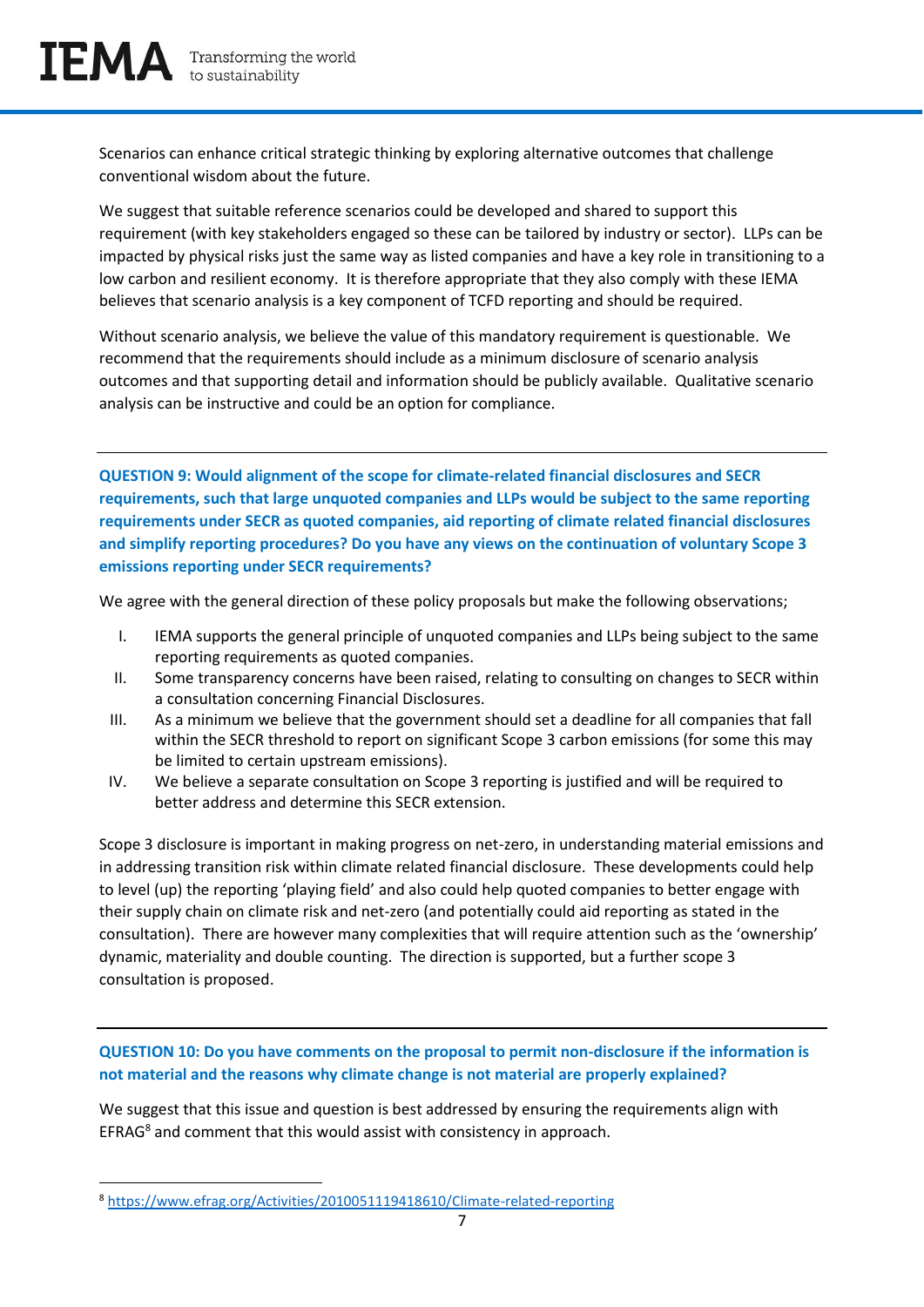Scenarios can enhance critical strategic thinking by exploring alternative outcomes that challenge conventional wisdom about the future.

We suggest that suitable reference scenarios could be developed and shared to support this requirement (with key stakeholders engaged so these can be tailored by industry or sector). LLPs can be impacted by physical risks just the same way as listed companies and have a key role in transitioning to a low carbon and resilient economy. It is therefore appropriate that they also comply with these IEMA believes that scenario analysis is a key component of TCFD reporting and should be required.

Without scenario analysis, we believe the value of this mandatory requirement is questionable. We recommend that the requirements should include as a minimum disclosure of scenario analysis outcomes and that supporting detail and information should be publicly available. Qualitative scenario analysis can be instructive and could be an option for compliance.

---

**QUESTION 9: Would alignment of the scope for climate-related financial disclosures and SECR requirements, such that large unquoted companies and LLPs would be subject to the same reporting requirements under SECR as quoted companies, aid reporting of climate related financial disclosures and simplify reporting procedures? Do you have any views on the continuation of voluntary Scope 3 emissions reporting under SECR requirements?**

We agree with the general direction of these policy proposals but make the following observations;

I. IEMA supports the general principle of unquoted companies and LLPs being subject to the same reporting requirements as quoted companies.
II. Some transparency concerns have been raised, relating to consulting on changes to SECR within a consultation concerning Financial Disclosures.
III. As a minimum we believe that the government should set a deadline for all companies that fall within the SECR threshold to report on significant Scope 3 carbon emissions (for some this may be limited to certain upstream emissions).
IV. We believe a separate consultation on Scope 3 reporting is justified and will be required to better address and determine this SECR extension.

Scope 3 disclosure is important in making progress on net-zero, in understanding material emissions and in addressing transition risk within climate related financial disclosure. These developments could help to level (up) the reporting 'playing field' and also could help quoted companies to better engage with their supply chain on climate risk and net-zero (and potentially could aid reporting as stated in the consultation). There are however many complexities that will require attention such as the 'ownership' dynamic, materiality and double counting. The direction is supported, but a further scope 3 consultation is proposed.

---

**QUESTION 10: Do you have comments on the proposal to permit non-disclosure if the information is not material and the reasons why climate change is not material are properly explained?**

We suggest that this issue and question is best addressed by ensuring the requirements align with EFRAG[8] and comment that this would assist with consistency in approach.

---

[8] https://www.efrag.org/Activities/2010051119418610/Climate-related-reporting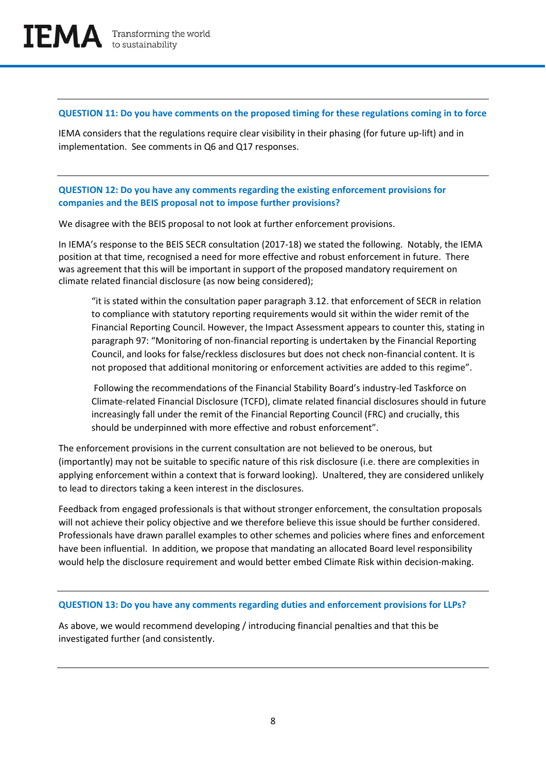**QUESTION 11: Do you have comments on the proposed timing for these regulations coming in to force**

IEMA considers that the regulations require clear visibility in their phasing (for future up-lift) and in implementation. See comments in Q6 and Q17 responses.

**QUESTION 12: Do you have any comments regarding the existing enforcement provisions for companies and the BEIS proposal not to impose further provisions?**

We disagree with the BEIS proposal to not look at further enforcement provisions.

In IEMA's response to the BEIS SECR consultation (2017-18) we stated the following. Notably, the IEMA position at that time, recognised a need for more effective and robust enforcement in future. There was agreement that this will be important in support of the proposed mandatory requirement on climate related financial disclosure (as now being considered);

> "it is stated within the consultation paper paragraph 3.12. that enforcement of SECR in relation to compliance with statutory reporting requirements would sit within the wider remit of the Financial Reporting Council. However, the Impact Assessment appears to counter this, stating in paragraph 97: "Monitoring of non-financial reporting is undertaken by the Financial Reporting Council, and looks for false/reckless disclosures but does not check non-financial content. It is not proposed that additional monitoring or enforcement activities are added to this regime".
>
> Following the recommendations of the Financial Stability Board's industry-led Taskforce on Climate-related Financial Disclosure (TCFD), climate related financial disclosures should in future increasingly fall under the remit of the Financial Reporting Council (FRC) and crucially, this should be underpinned with more effective and robust enforcement".

The enforcement provisions in the current consultation are not believed to be onerous, but (importantly) may not be suitable to specific nature of this risk disclosure (i.e. there are complexities in applying enforcement within a context that is forward looking). Unaltered, they are considered unlikely to lead to directors taking a keen interest in the disclosures.

Feedback from engaged professionals is that without stronger enforcement, the consultation proposals will not achieve their policy objective and we therefore believe this issue should be further considered. Professionals have drawn parallel examples to other schemes and policies where fines and enforcement have been influential. In addition, we propose that mandating an allocated Board level responsibility would help the disclosure requirement and would better embed Climate Risk within decision-making.

**QUESTION 13: Do you have any comments regarding duties and enforcement provisions for LLPs?**

As above, we would recommend developing / introducing financial penalties and that this be investigated further (and consistently.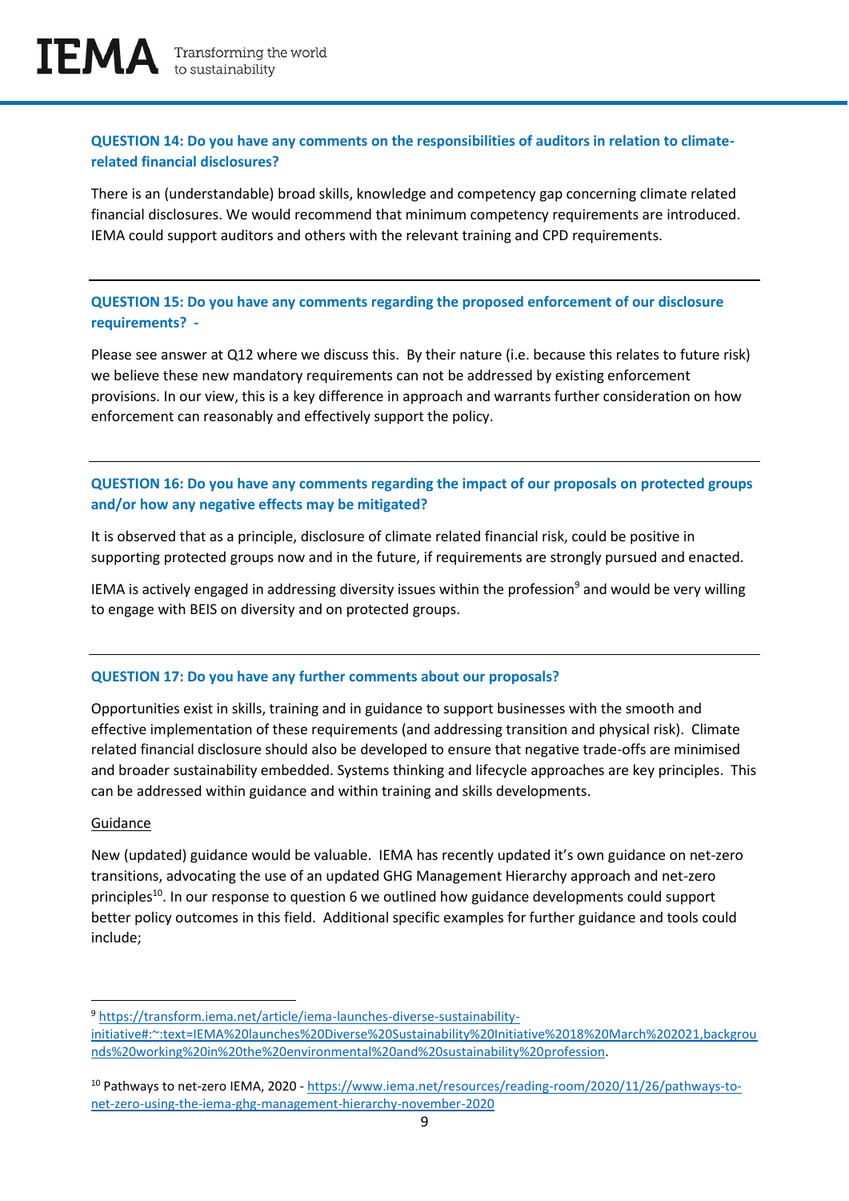**QUESTION 14: Do you have any comments on the responsibilities of auditors in relation to climate-related financial disclosures?**

There is an (understandable) broad skills, knowledge and competency gap concerning climate related financial disclosures. We would recommend that minimum competency requirements are introduced. IEMA could support auditors and others with the relevant training and CPD requirements.

---

**QUESTION 15: Do you have any comments regarding the proposed enforcement of our disclosure requirements? -**

Please see answer at Q12 where we discuss this. By their nature (i.e. because this relates to future risk) we believe these new mandatory requirements can not be addressed by existing enforcement provisions. In our view, this is a key difference in approach and warrants further consideration on how enforcement can reasonably and effectively support the policy.

---

**QUESTION 16: Do you have any comments regarding the impact of our proposals on protected groups and/or how any negative effects may be mitigated?**

It is observed that as a principle, disclosure of climate related financial risk, could be positive in supporting protected groups now and in the future, if requirements are strongly pursued and enacted.

IEMA is actively engaged in addressing diversity issues within the profession[9] and would be very willing to engage with BEIS on diversity and on protected groups.

---

**QUESTION 17: Do you have any further comments about our proposals?**

Opportunities exist in skills, training and in guidance to support businesses with the smooth and effective implementation of these requirements (and addressing transition and physical risk). Climate related financial disclosure should also be developed to ensure that negative trade-offs are minimised and broader sustainability embedded. Systems thinking and lifecycle approaches are key principles. This can be addressed within guidance and within training and skills developments.

Guidance

New (updated) guidance would be valuable. IEMA has recently updated it's own guidance on net-zero transitions, advocating the use of an updated GHG Management Hierarchy approach and net-zero principles[10]. In our response to question 6 we outlined how guidance developments could support better policy outcomes in this field. Additional specific examples for further guidance and tools could include;

---

[9] https://transform.iema.net/article/iema-launches-diverse-sustainability-initiative#:~:text=IEMA%20launches%20Diverse%20Sustainability%20Initiative%2018%20March%202021,backgrounds%20working%20in%20the%20environmental%20and%20sustainability%20profession.

[10] Pathways to net-zero IEMA, 2020 - https://www.iema.net/resources/reading-room/2020/11/26/pathways-to-net-zero-using-the-iema-ghg-management-hierarchy-november-2020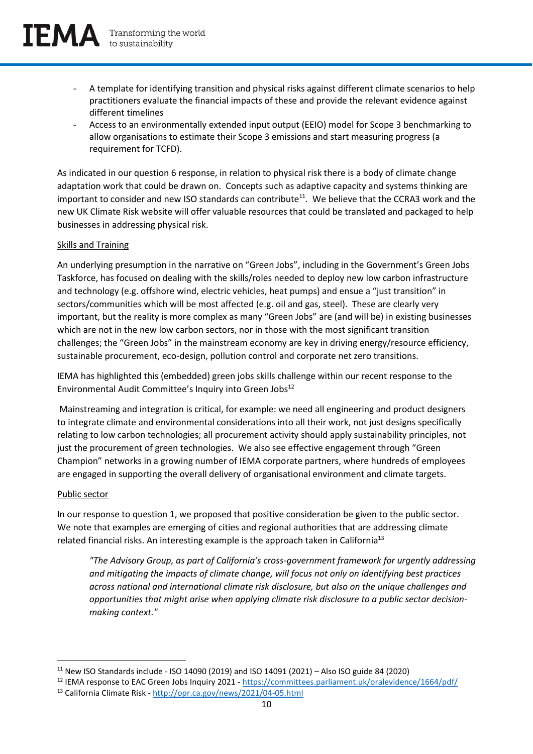- A template for identifying transition and physical risks against different climate scenarios to help practitioners evaluate the financial impacts of these and provide the relevant evidence against different timelines
- Access to an environmentally extended input output (EEIO) model for Scope 3 benchmarking to allow organisations to estimate their Scope 3 emissions and start measuring progress (a requirement for TCFD).

As indicated in our question 6 response, in relation to physical risk there is a body of climate change adaptation work that could be drawn on. Concepts such as adaptive capacity and systems thinking are important to consider and new ISO standards can contribute[11]. We believe that the CCRA3 work and the new UK Climate Risk website will offer valuable resources that could be translated and packaged to help businesses in addressing physical risk.

<u>Skills and Training</u>

An underlying presumption in the narrative on "Green Jobs", including in the Government's Green Jobs Taskforce, has focused on dealing with the skills/roles needed to deploy new low carbon infrastructure and technology (e.g. offshore wind, electric vehicles, heat pumps) and ensue a "just transition" in sectors/communities which will be most affected (e.g. oil and gas, steel). These are clearly very important, but the reality is more complex as many "Green Jobs" are (and will be) in existing businesses which are not in the new low carbon sectors, nor in those with the most significant transition challenges; the "Green Jobs" in the mainstream economy are key in driving energy/resource efficiency, sustainable procurement, eco-design, pollution control and corporate net zero transitions.

IEMA has highlighted this (embedded) green jobs skills challenge within our recent response to the Environmental Audit Committee's Inquiry into Green Jobs[12]

Mainstreaming and integration is critical, for example: we need all engineering and product designers to integrate climate and environmental considerations into all their work, not just designs specifically relating to low carbon technologies; all procurement activity should apply sustainability principles, not just the procurement of green technologies. We also see effective engagement through "Green Champion" networks in a growing number of IEMA corporate partners, where hundreds of employees are engaged in supporting the overall delivery of organisational environment and climate targets.

<u>Public sector</u>

In our response to question 1, we proposed that positive consideration be given to the public sector. We note that examples are emerging of cities and regional authorities that are addressing climate related financial risks. An interesting example is the approach taken in California[13]

> *"The Advisory Group, as part of California's cross-government framework for urgently addressing and mitigating the impacts of climate change, will focus not only on identifying best practices across national and international climate risk disclosure, but also on the unique challenges and opportunities that might arise when applying climate risk disclosure to a public sector decision-making context."*

---

[11] New ISO Standards include - ISO 14090 (2019) and ISO 14091 (2021) – Also ISO guide 84 (2020)

[12] IEMA response to EAC Green Jobs Inquiry 2021 - https://committees.parliament.uk/oralevidence/1664/pdf/

[13] California Climate Risk - http://opr.ca.gov/news/2021/04-05.html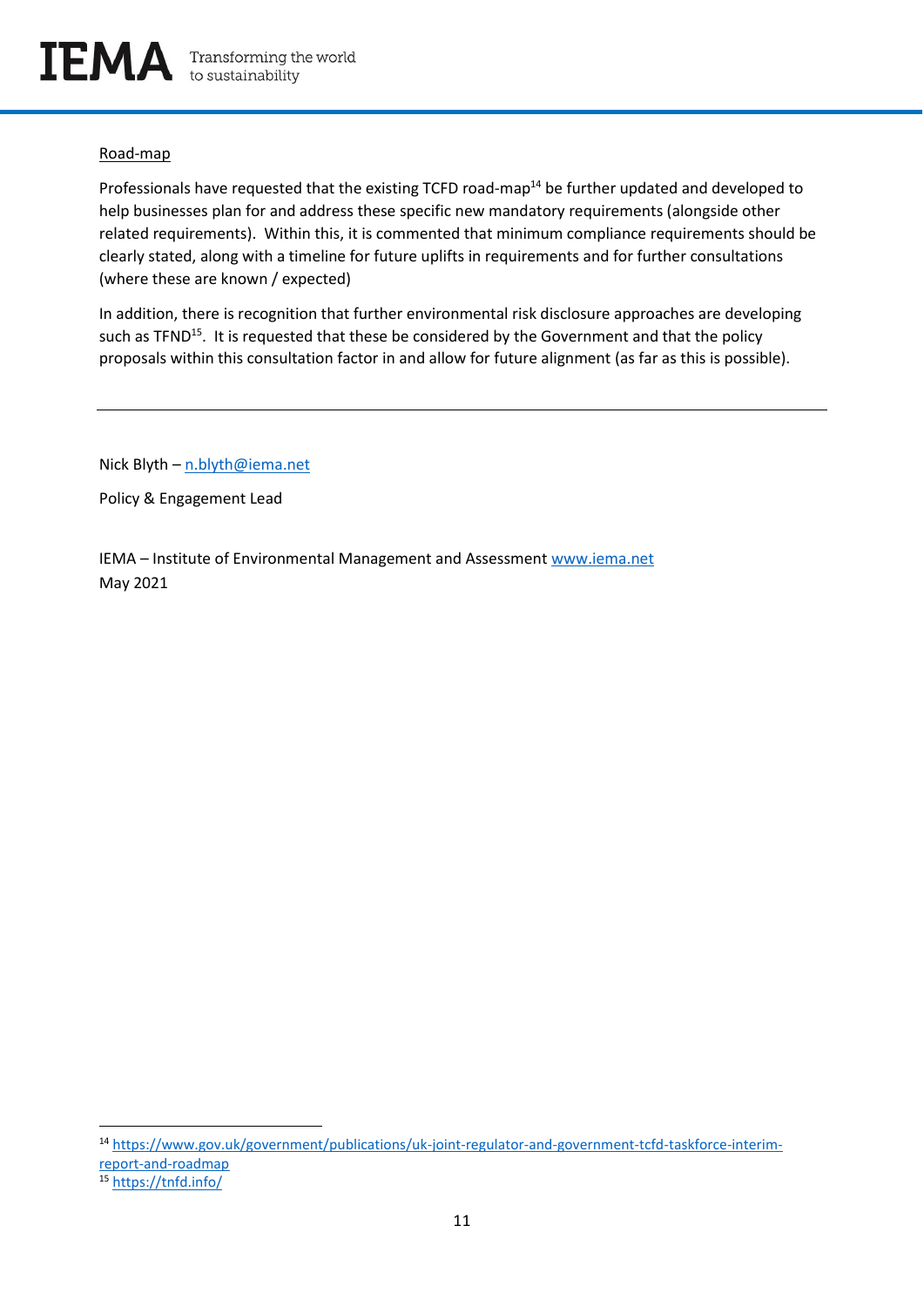Road-map

Professionals have requested that the existing TCFD road-map[14] be further updated and developed to help businesses plan for and address these specific new mandatory requirements (alongside other related requirements). Within this, it is commented that minimum compliance requirements should be clearly stated, along with a timeline for future uplifts in requirements and for further consultations (where these are known / expected)

In addition, there is recognition that further environmental risk disclosure approaches are developing such as TFND[15]. It is requested that these be considered by the Government and that the policy proposals within this consultation factor in and allow for future alignment (as far as this is possible).

---

Nick Blyth – n.blyth@iema.net

Policy & Engagement Lead

IEMA – Institute of Environmental Management and Assessment www.iema.net
May 2021

[14] https://www.gov.uk/government/publications/uk-joint-regulator-and-government-tcfd-taskforce-interim-report-and-roadmap

[15] https://tnfd.info/